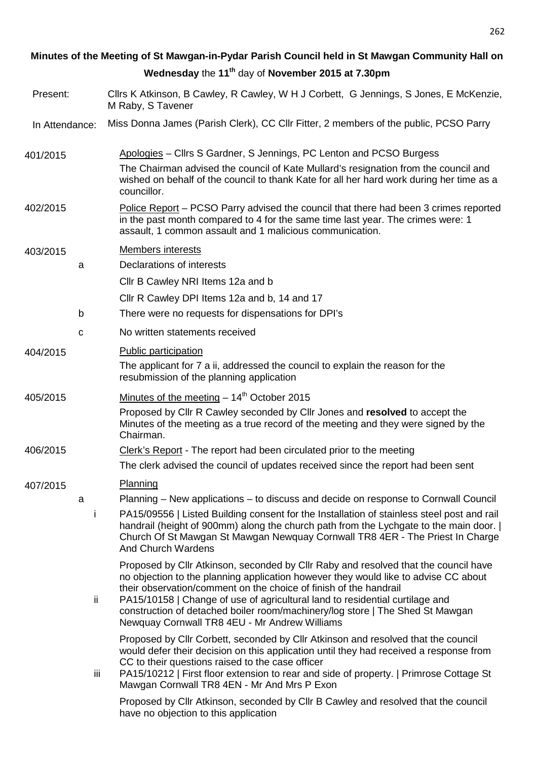## Minutes of the Meeting of St Mawgan-in-Pydar Parish Council held in St Mawgan Community Hall on Wednesday the 11th day of November 2015 at 7.30pm

**Present:** Cllrs K Atkinson, B Cawley, R Cawley, W H J Corbett, G Jennings, S Jones, E McKenzie, M Raby, S Tavener

**In Attendance:** Miss Donna James (Parish Clerk), CC Cllr Fitter, 2 members of the public, PCSO Parry

**401/2015** Apologies – Cllrs S Gardner, S Jennings, PC Lenton and PCSO Burgess

The Chairman advised the council of Kate Mullard's resignation from the council and wished on behalf of the council to thank Kate for all her hard work during her time as a councillor.

**402/2015** Police Report – PCSO Parry advised the council that there had been 3 crimes reported in the past month compared to 4 for the same time last year. The crimes were: 1 assault, 1 common assault and 1 malicious communication.

**403/2015** Members interests

a. Declarations of interests

Cllr B Cawley NRI Items 12a and b

Cllr R Cawley DPI Items 12a and b, 14 and 17

b. There were no requests for dispensations for DPI's

c. No written statements received

**404/2015** Public participation

The applicant for 7 a ii, addressed the council to explain the reason for the resubmission of the planning application

**405/2015** Minutes of the meeting – 14th October 2015

Proposed by Cllr R Cawley seconded by Cllr Jones and **resolved** to accept the Minutes of the meeting as a true record of the meeting and they were signed by the Chairman.

**406/2015** Clerk's Report - The report had been circulated prior to the meeting

The clerk advised the council of updates received since the report had been sent

**407/2015** Planning

a. Planning – New applications – to discuss and decide on response to Cornwall Council

i. PA15/09556 | Listed Building consent for the Installation of stainless steel post and rail handrail (height of 900mm) along the church path from the Lychgate to the main door. | Church Of St Mawgan St Mawgan Newquay Cornwall TR8 4ER - The Priest In Charge And Church Wardens

Proposed by Cllr Atkinson, seconded by Cllr Raby and resolved that the council have no objection to the planning application however they would like to advise CC about their observation/comment on the choice of finish of the handrail

ii. PA15/10158 | Change of use of agricultural land to residential curtilage and construction of detached boiler room/machinery/log store | The Shed St Mawgan Newquay Cornwall TR8 4EU - Mr Andrew Williams

Proposed by Cllr Corbett, seconded by Cllr Atkinson and resolved that the council would defer their decision on this application until they had received a response from CC to their questions raised to the case officer

iii. PA15/10212 | First floor extension to rear and side of property. | Primrose Cottage St Mawgan Cornwall TR8 4EN - Mr And Mrs P Exon

Proposed by Cllr Atkinson, seconded by Cllr B Cawley and resolved that the council have no objection to this application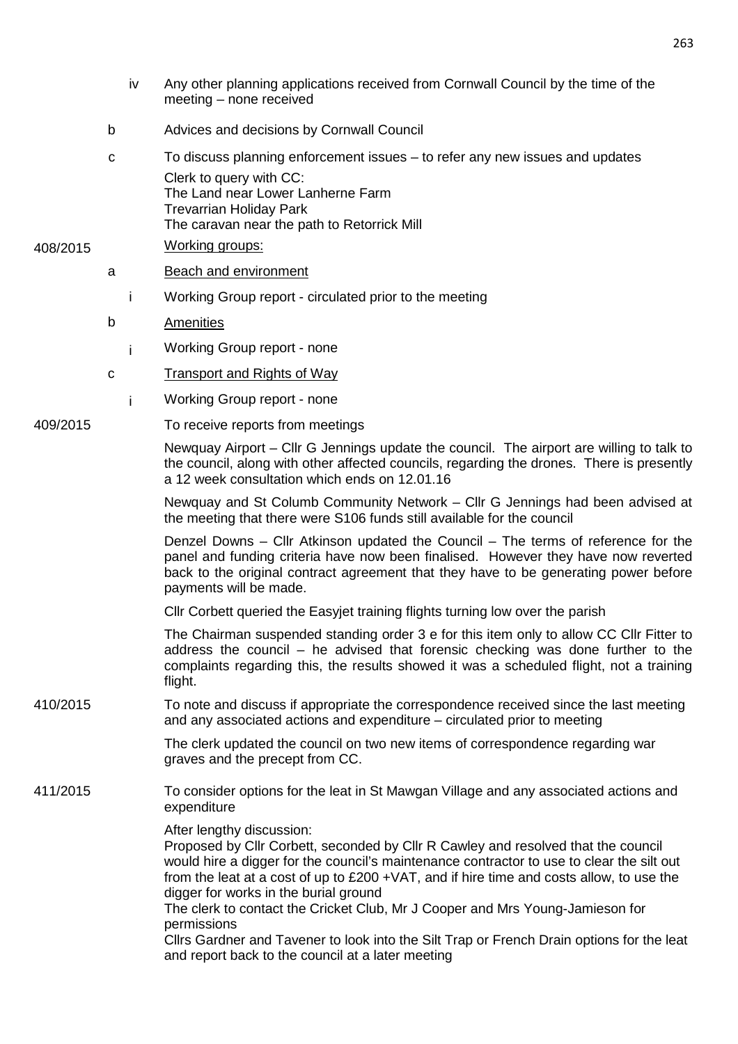iv Any other planning applications received from Cornwall Council by the time of the meeting – none received

b Advices and decisions by Cornwall Council

c To discuss planning enforcement issues – to refer any new issues and updates

Clerk to query with CC:
The Land near Lower Lanherne Farm
Trevarrian Holiday Park
The caravan near the path to Retorrick Mill

408/2015 Working groups:

a Beach and environment

i Working Group report - circulated prior to the meeting

b Amenities

i Working Group report - none

c Transport and Rights of Way

i Working Group report - none

409/2015 To receive reports from meetings

Newquay Airport – Cllr G Jennings update the council. The airport are willing to talk to the council, along with other affected councils, regarding the drones. There is presently a 12 week consultation which ends on 12.01.16

Newquay and St Columb Community Network – Cllr G Jennings had been advised at the meeting that there were S106 funds still available for the council

Denzel Downs – Cllr Atkinson updated the Council – The terms of reference for the panel and funding criteria have now been finalised. However they have now reverted back to the original contract agreement that they have to be generating power before payments will be made.

Cllr Corbett queried the Easyjet training flights turning low over the parish

The Chairman suspended standing order 3 e for this item only to allow CC Cllr Fitter to address the council – he advised that forensic checking was done further to the complaints regarding this, the results showed it was a scheduled flight, not a training flight.

410/2015 To note and discuss if appropriate the correspondence received since the last meeting and any associated actions and expenditure – circulated prior to meeting

The clerk updated the council on two new items of correspondence regarding war graves and the precept from CC.

411/2015 To consider options for the leat in St Mawgan Village and any associated actions and expenditure

After lengthy discussion:
Proposed by Cllr Corbett, seconded by Cllr R Cawley and resolved that the council would hire a digger for the council's maintenance contractor to use to clear the silt out from the leat at a cost of up to £200 +VAT, and if hire time and costs allow, to use the digger for works in the burial ground
The clerk to contact the Cricket Club, Mr J Cooper and Mrs Young-Jamieson for permissions
Cllrs Gardner and Tavener to look into the Silt Trap or French Drain options for the leat and report back to the council at a later meeting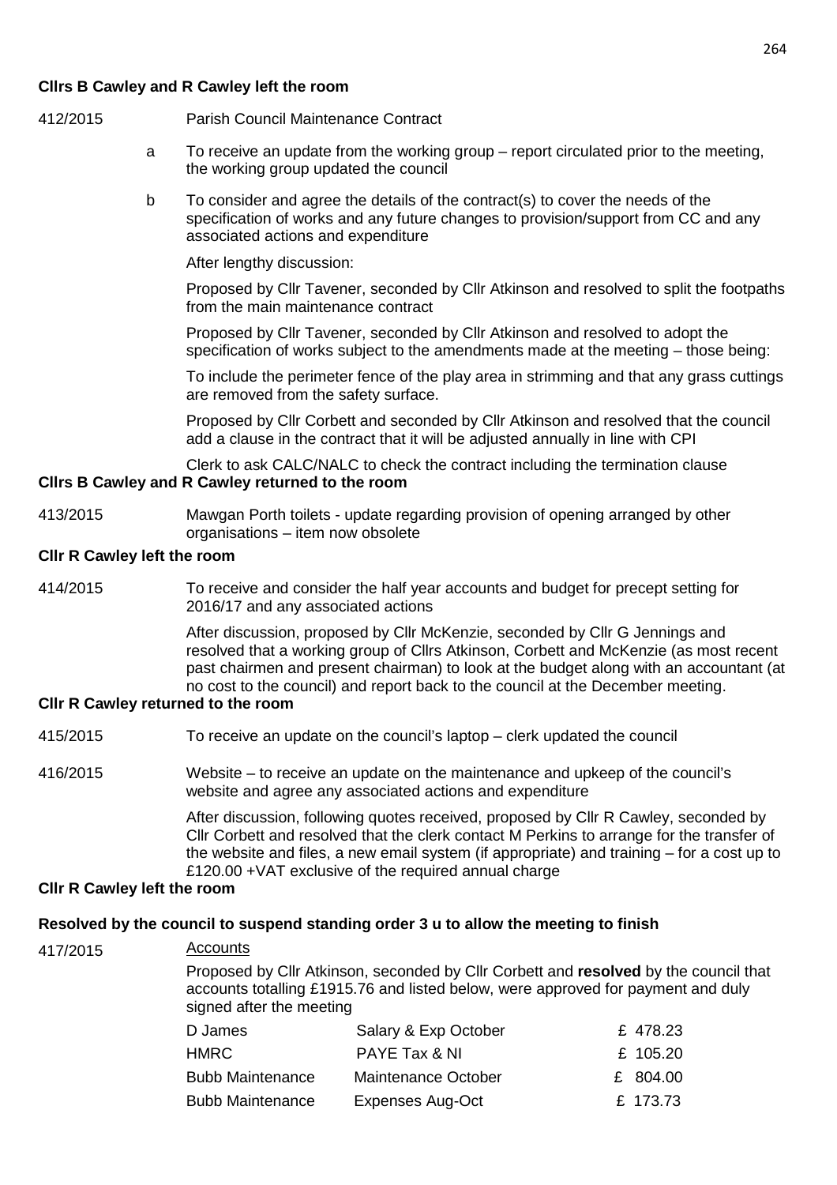**Cllrs B Cawley and R Cawley left the room**

412/2015 Parish Council Maintenance Contract

a To receive an update from the working group – report circulated prior to the meeting, the working group updated the council

b To consider and agree the details of the contract(s) to cover the needs of the specification of works and any future changes to provision/support from CC and any associated actions and expenditure

After lengthy discussion:

Proposed by Cllr Tavener, seconded by Cllr Atkinson and resolved to split the footpaths from the main maintenance contract

Proposed by Cllr Tavener, seconded by Cllr Atkinson and resolved to adopt the specification of works subject to the amendments made at the meeting – those being:

To include the perimeter fence of the play area in strimming and that any grass cuttings are removed from the safety surface.

Proposed by Cllr Corbett and seconded by Cllr Atkinson and resolved that the council add a clause in the contract that it will be adjusted annually in line with CPI

Clerk to ask CALC/NALC to check the contract including the termination clause

**Cllrs B Cawley and R Cawley returned to the room**

413/2015 Mawgan Porth toilets - update regarding provision of opening arranged by other organisations – item now obsolete

**Cllr R Cawley left the room**

414/2015 To receive and consider the half year accounts and budget for precept setting for 2016/17 and any associated actions

After discussion, proposed by Cllr McKenzie, seconded by Cllr G Jennings and resolved that a working group of Cllrs Atkinson, Corbett and McKenzie (as most recent past chairmen and present chairman) to look at the budget along with an accountant (at no cost to the council) and report back to the council at the December meeting.

**Cllr R Cawley returned to the room**

415/2015 To receive an update on the council's laptop – clerk updated the council

416/2015 Website – to receive an update on the maintenance and upkeep of the council's website and agree any associated actions and expenditure

After discussion, following quotes received, proposed by Cllr R Cawley, seconded by Cllr Corbett and resolved that the clerk contact M Perkins to arrange for the transfer of the website and files, a new email system (if appropriate) and training – for a cost up to £120.00 +VAT exclusive of the required annual charge

**Cllr R Cawley left the room**

**Resolved by the council to suspend standing order 3 u to allow the meeting to finish**

417/2015 Accounts

Proposed by Cllr Atkinson, seconded by Cllr Corbett and **resolved** by the council that accounts totalling £1915.76 and listed below, were approved for payment and duly signed after the meeting

| | | |
|---|---|---|
| D James | Salary & Exp October | £ 478.23 |
| HMRC | PAYE Tax & NI | £ 105.20 |
| Bubb Maintenance | Maintenance October | £ 804.00 |
| Bubb Maintenance | Expenses Aug-Oct | £ 173.73 |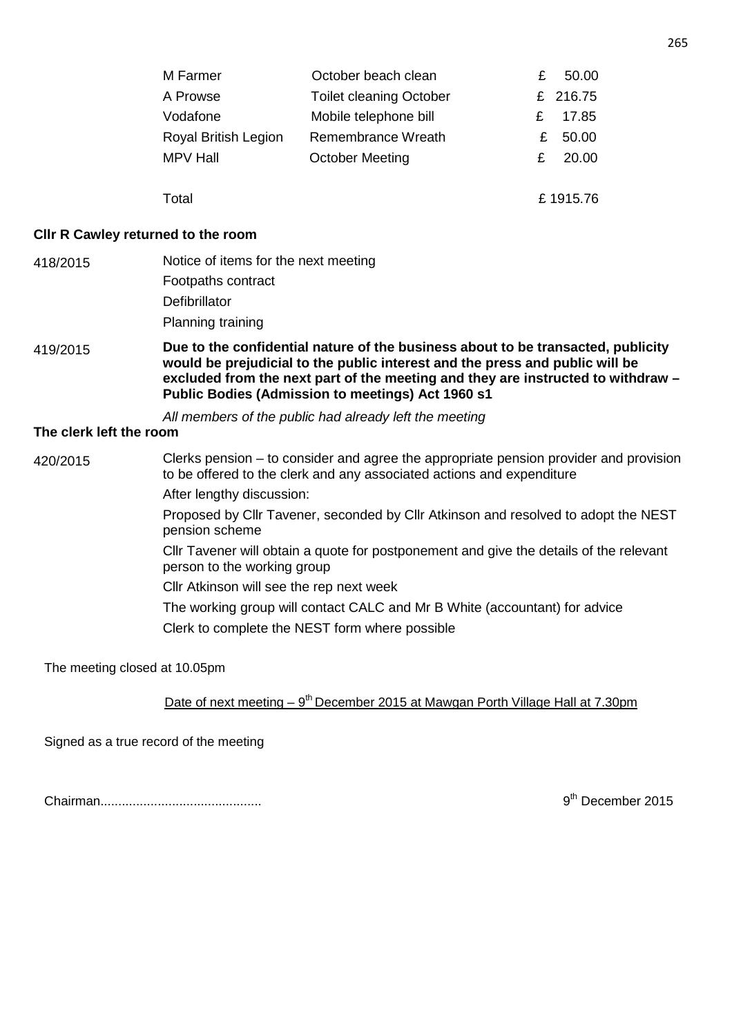| | | |
|---|---|---|
| M Farmer | October beach clean | £ 50.00 |
| A Prowse | Toilet cleaning October | £ 216.75 |
| Vodafone | Mobile telephone bill | £ 17.85 |
| Royal British Legion | Remembrance Wreath | £ 50.00 |
| MPV Hall | October Meeting | £ 20.00 |
| Total | | £ 1915.76 |

**Cllr R Cawley returned to the room**

418/2015 Notice of items for the next meeting

Footpaths contract

Defibrillator

Planning training

419/2015 **Due to the confidential nature of the business about to be transacted, publicity would be prejudicial to the public interest and the press and public will be excluded from the next part of the meeting and they are instructed to withdraw – Public Bodies (Admission to meetings) Act 1960 s1**

*All members of the public had already left the meeting*

**The clerk left the room**

420/2015 Clerks pension – to consider and agree the appropriate pension provider and provision to be offered to the clerk and any associated actions and expenditure

After lengthy discussion:

Proposed by Cllr Tavener, seconded by Cllr Atkinson and resolved to adopt the NEST pension scheme

Cllr Tavener will obtain a quote for postponement and give the details of the relevant person to the working group

Cllr Atkinson will see the rep next week

The working group will contact CALC and Mr B White (accountant) for advice

Clerk to complete the NEST form where possible

The meeting closed at 10.05pm

Date of next meeting – 9th December 2015 at Mawgan Porth Village Hall at 7.30pm

Signed as a true record of the meeting

Chairman............................................ 9th December 2015